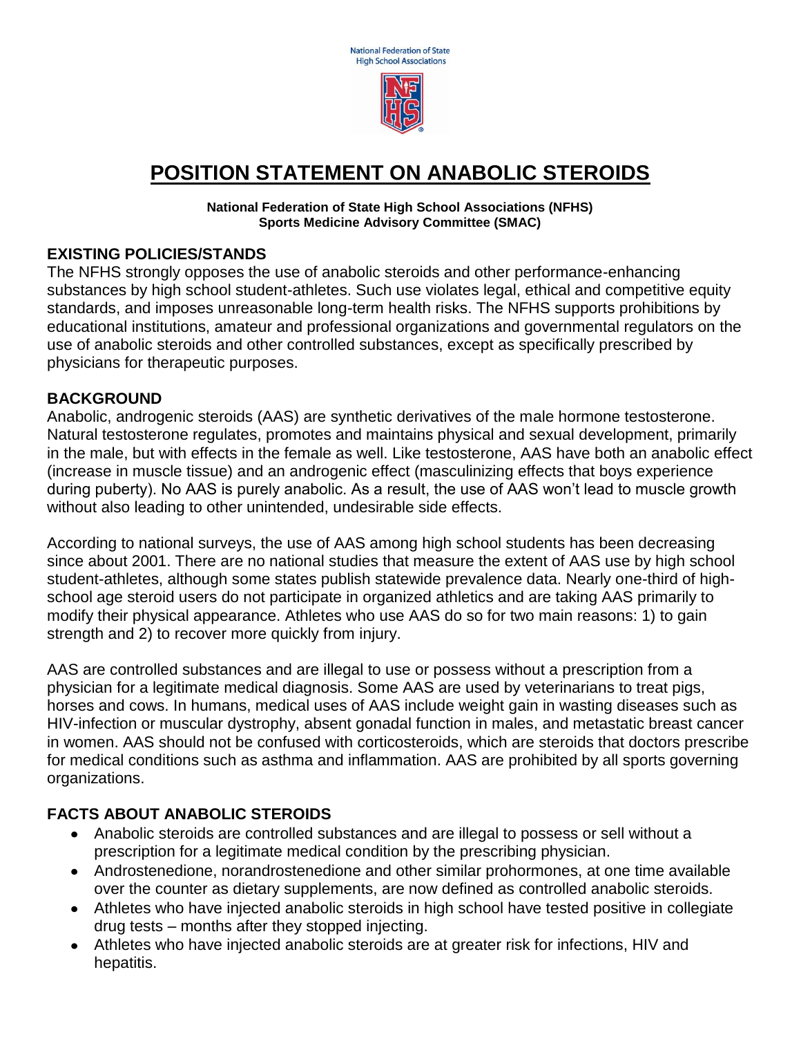National Federation of State High School Associations

# POSITION STATEMENT ON ANABOLIC STEROIDS

**National Federation of State High School Associations (NFHS)**
**Sports Medicine Advisory Committee (SMAC)**

## EXISTING POLICIES/STANDS

The NFHS strongly opposes the use of anabolic steroids and other performance-enhancing substances by high school student-athletes. Such use violates legal, ethical and competitive equity standards, and imposes unreasonable long-term health risks. The NFHS supports prohibitions by educational institutions, amateur and professional organizations and governmental regulators on the use of anabolic steroids and other controlled substances, except as specifically prescribed by physicians for therapeutic purposes.

## BACKGROUND

Anabolic, androgenic steroids (AAS) are synthetic derivatives of the male hormone testosterone. Natural testosterone regulates, promotes and maintains physical and sexual development, primarily in the male, but with effects in the female as well. Like testosterone, AAS have both an anabolic effect (increase in muscle tissue) and an androgenic effect (masculinizing effects that boys experience during puberty). No AAS is purely anabolic. As a result, the use of AAS won't lead to muscle growth without also leading to other unintended, undesirable side effects.

According to national surveys, the use of AAS among high school students has been decreasing since about 2001. There are no national studies that measure the extent of AAS use by high school student-athletes, although some states publish statewide prevalence data. Nearly one-third of high-school age steroid users do not participate in organized athletics and are taking AAS primarily to modify their physical appearance. Athletes who use AAS do so for two main reasons: 1) to gain strength and 2) to recover more quickly from injury.

AAS are controlled substances and are illegal to use or possess without a prescription from a physician for a legitimate medical diagnosis. Some AAS are used by veterinarians to treat pigs, horses and cows. In humans, medical uses of AAS include weight gain in wasting diseases such as HIV-infection or muscular dystrophy, absent gonadal function in males, and metastatic breast cancer in women. AAS should not be confused with corticosteroids, which are steroids that doctors prescribe for medical conditions such as asthma and inflammation. AAS are prohibited by all sports governing organizations.

## FACTS ABOUT ANABOLIC STEROIDS

- Anabolic steroids are controlled substances and are illegal to possess or sell without a prescription for a legitimate medical condition by the prescribing physician.
- Androstenedione, norandrostenedione and other similar prohormones, at one time available over the counter as dietary supplements, are now defined as controlled anabolic steroids.
- Athletes who have injected anabolic steroids in high school have tested positive in collegiate drug tests – months after they stopped injecting.
- Athletes who have injected anabolic steroids are at greater risk for infections, HIV and hepatitis.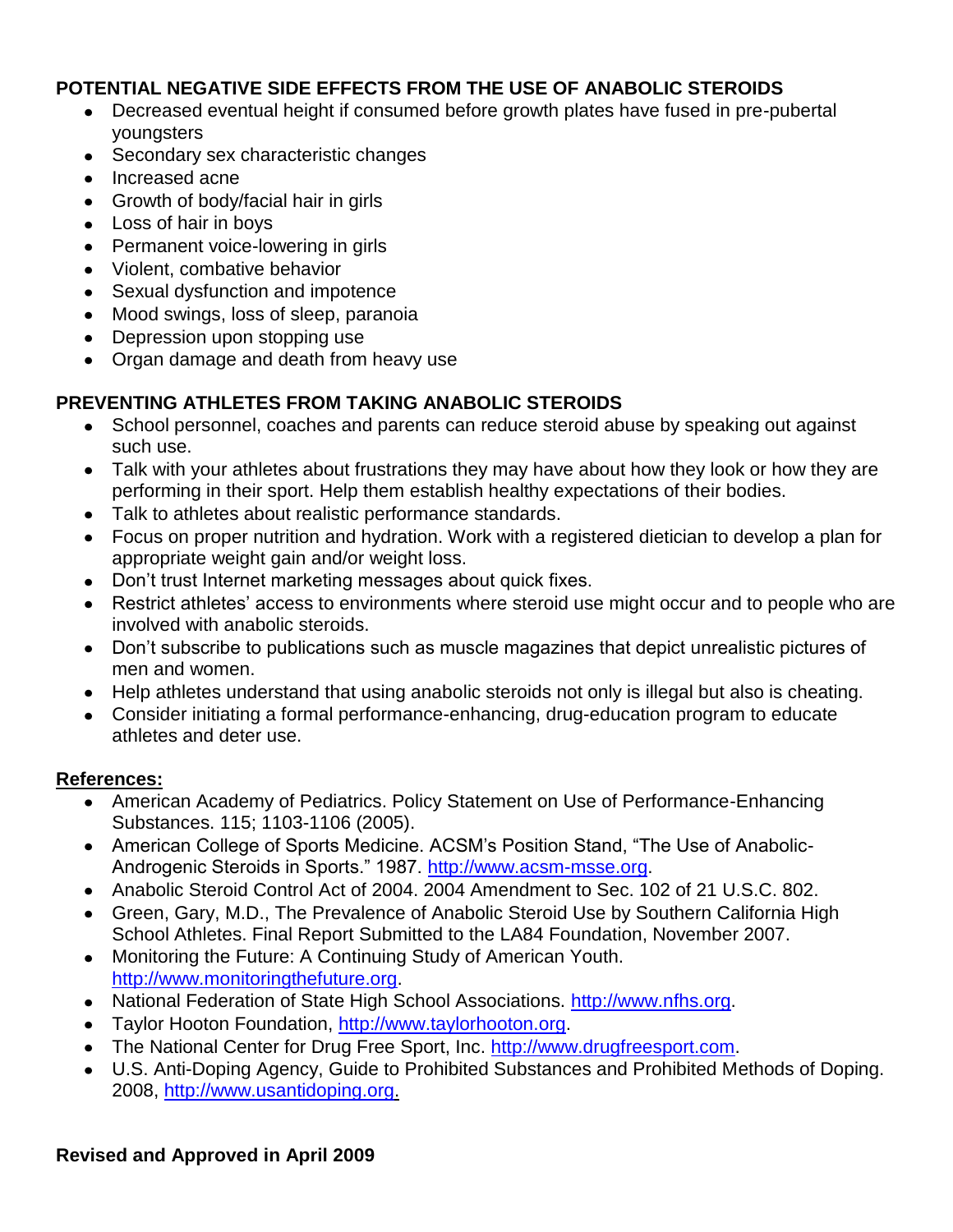## POTENTIAL NEGATIVE SIDE EFFECTS FROM THE USE OF ANABOLIC STEROIDS

- Decreased eventual height if consumed before growth plates have fused in pre-pubertal youngsters
- Secondary sex characteristic changes
- Increased acne
- Growth of body/facial hair in girls
- Loss of hair in boys
- Permanent voice-lowering in girls
- Violent, combative behavior
- Sexual dysfunction and impotence
- Mood swings, loss of sleep, paranoia
- Depression upon stopping use
- Organ damage and death from heavy use

## PREVENTING ATHLETES FROM TAKING ANABOLIC STEROIDS

- School personnel, coaches and parents can reduce steroid abuse by speaking out against such use.
- Talk with your athletes about frustrations they may have about how they look or how they are performing in their sport. Help them establish healthy expectations of their bodies.
- Talk to athletes about realistic performance standards.
- Focus on proper nutrition and hydration. Work with a registered dietician to develop a plan for appropriate weight gain and/or weight loss.
- Don't trust Internet marketing messages about quick fixes.
- Restrict athletes' access to environments where steroid use might occur and to people who are involved with anabolic steroids.
- Don't subscribe to publications such as muscle magazines that depict unrealistic pictures of men and women.
- Help athletes understand that using anabolic steroids not only is illegal but also is cheating.
- Consider initiating a formal performance-enhancing, drug-education program to educate athletes and deter use.

## References:

- American Academy of Pediatrics. Policy Statement on Use of Performance-Enhancing Substances. 115; 1103-1106 (2005).
- American College of Sports Medicine. ACSM's Position Stand, "The Use of Anabolic-Androgenic Steroids in Sports." 1987. http://www.acsm-msse.org.
- Anabolic Steroid Control Act of 2004. 2004 Amendment to Sec. 102 of 21 U.S.C. 802.
- Green, Gary, M.D., The Prevalence of Anabolic Steroid Use by Southern California High School Athletes. Final Report Submitted to the LA84 Foundation, November 2007.
- Monitoring the Future: A Continuing Study of American Youth. http://www.monitoringthefuture.org.
- National Federation of State High School Associations. http://www.nfhs.org.
- Taylor Hooton Foundation, http://www.taylorhooton.org.
- The National Center for Drug Free Sport, Inc. http://www.drugfreesport.com.
- U.S. Anti-Doping Agency, Guide to Prohibited Substances and Prohibited Methods of Doping. 2008, http://www.usantidoping.org.

**Revised and Approved in April 2009**